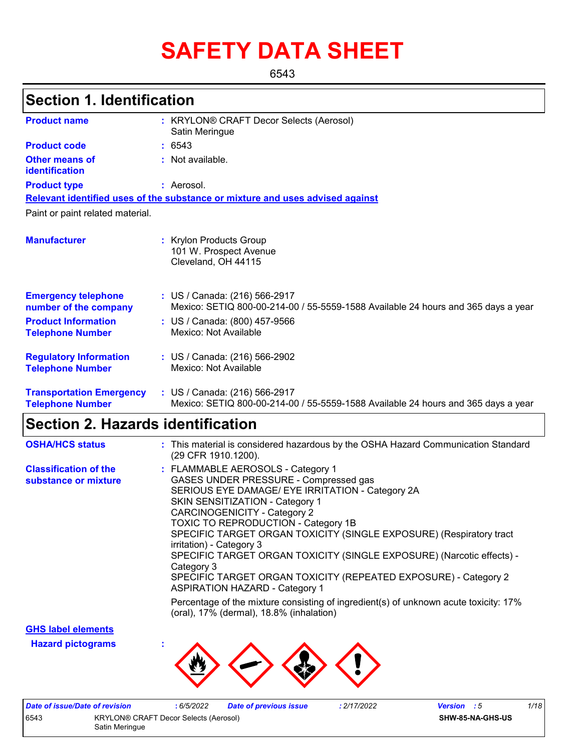# SAFETY DATA SHEET

6543

## Section 1. Identification

| | |
|---|---|
| **Product name** | : KRYLON® CRAFT Decor Selects (Aerosol) Satin Meringue |
| **Product code** | : 6543 |
| **Other means of identification** | : Not available. |
| **Product type** | : Aerosol. |

**Relevant identified uses of the substance or mixture and uses advised against**

Paint or paint related material.

| | |
|---|---|
| **Manufacturer** | : Krylon Products Group<br>101 W. Prospect Avenue<br>Cleveland, OH 44115 |
| **Emergency telephone number of the company** | : US / Canada: (216) 566-2917<br>Mexico: SETIQ 800-00-214-00 / 55-5559-1588 Available 24 hours and 365 days a year |
| **Product Information Telephone Number** | : US / Canada: (800) 457-9566<br>Mexico: Not Available |
| **Regulatory Information Telephone Number** | : US / Canada: (216) 566-2902<br>Mexico: Not Available |
| **Transportation Emergency Telephone Number** | : US / Canada: (216) 566-2917<br>Mexico: SETIQ 800-00-214-00 / 55-5559-1588 Available 24 hours and 365 days a year |

## Section 2. Hazards identification

**OSHA/HCS status** : This material is considered hazardous by the OSHA Hazard Communication Standard (29 CFR 1910.1200).

**Classification of the substance or mixture** :
FLAMMABLE AEROSOLS - Category 1
GASES UNDER PRESSURE - Compressed gas
SERIOUS EYE DAMAGE/ EYE IRRITATION - Category 2A
SKIN SENSITIZATION - Category 1
CARCINOGENICITY - Category 2
TOXIC TO REPRODUCTION - Category 1B
SPECIFIC TARGET ORGAN TOXICITY (SINGLE EXPOSURE) (Respiratory tract irritation) - Category 3
SPECIFIC TARGET ORGAN TOXICITY (SINGLE EXPOSURE) (Narcotic effects) - Category 3
SPECIFIC TARGET ORGAN TOXICITY (REPEATED EXPOSURE) - Category 2
ASPIRATION HAZARD - Category 1

Percentage of the mixture consisting of ingredient(s) of unknown acute toxicity: 17% (oral), 17% (dermal), 18.8% (inhalation)

**GHS label elements**

**Hazard pictograms** :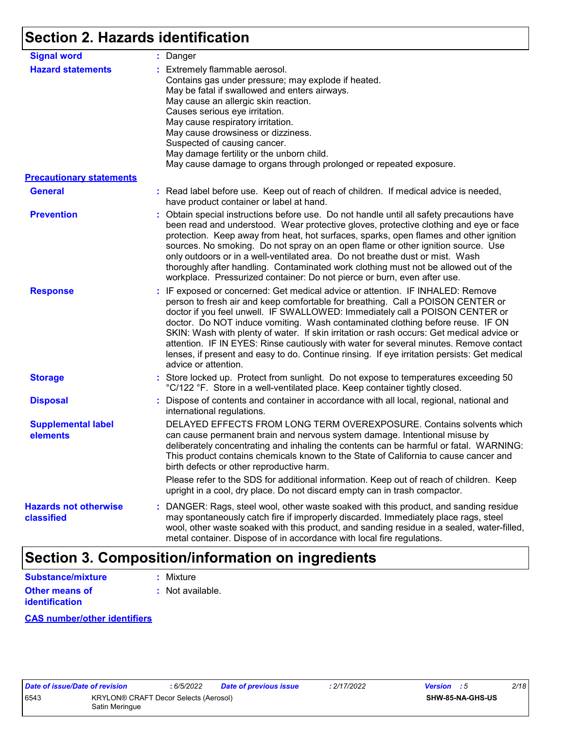## Section 2. Hazards identification

**Signal word** : Danger

**Hazard statements** : Extremely flammable aerosol.
Contains gas under pressure; may explode if heated.
May be fatal if swallowed and enters airways.
May cause an allergic skin reaction.
Causes serious eye irritation.
May cause respiratory irritation.
May cause drowsiness or dizziness.
Suspected of causing cancer.
May damage fertility or the unborn child.
May cause damage to organs through prolonged or repeated exposure.

**Precautionary statements**

**General** : Read label before use. Keep out of reach of children. If medical advice is needed, have product container or label at hand.

**Prevention** : Obtain special instructions before use. Do not handle until all safety precautions have been read and understood. Wear protective gloves, protective clothing and eye or face protection. Keep away from heat, hot surfaces, sparks, open flames and other ignition sources. No smoking. Do not spray on an open flame or other ignition source. Use only outdoors or in a well-ventilated area. Do not breathe dust or mist. Wash thoroughly after handling. Contaminated work clothing must not be allowed out of the workplace. Pressurized container: Do not pierce or burn, even after use.

**Response** : IF exposed or concerned: Get medical advice or attention. IF INHALED: Remove person to fresh air and keep comfortable for breathing. Call a POISON CENTER or doctor if you feel unwell. IF SWALLOWED: Immediately call a POISON CENTER or doctor. Do NOT induce vomiting. Wash contaminated clothing before reuse. IF ON SKIN: Wash with plenty of water. If skin irritation or rash occurs: Get medical advice or attention. IF IN EYES: Rinse cautiously with water for several minutes. Remove contact lenses, if present and easy to do. Continue rinsing. If eye irritation persists: Get medical advice or attention.

**Storage** : Store locked up. Protect from sunlight. Do not expose to temperatures exceeding 50 °C/122 °F. Store in a well-ventilated place. Keep container tightly closed.

**Disposal** : Dispose of contents and container in accordance with all local, regional, national and international regulations.

**Supplemental label elements** DELAYED EFFECTS FROM LONG TERM OVEREXPOSURE. Contains solvents which can cause permanent brain and nervous system damage. Intentional misuse by deliberately concentrating and inhaling the contents can be harmful or fatal. WARNING: This product contains chemicals known to the State of California to cause cancer and birth defects or other reproductive harm.

Please refer to the SDS for additional information. Keep out of reach of children. Keep upright in a cool, dry place. Do not discard empty can in trash compactor.

**Hazards not otherwise classified** : DANGER: Rags, steel wool, other waste soaked with this product, and sanding residue may spontaneously catch fire if improperly discarded. Immediately place rags, steel wool, other waste soaked with this product, and sanding residue in a sealed, water-filled, metal container. Dispose of in accordance with local fire regulations.

## Section 3. Composition/information on ingredients

**Substance/mixture** : Mixture

**Other means of identification** : Not available.

**CAS number/other identifiers**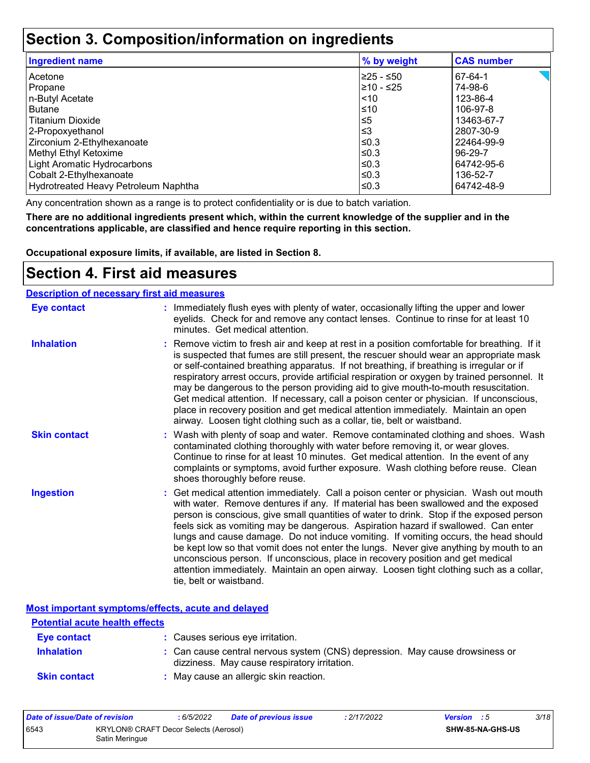# Section 3. Composition/information on ingredients

| Ingredient name | % by weight | CAS number |
|---|---|---|
| Acetone | ≥25 - ≤50 | 67-64-1 |
| Propane | ≥10 - ≤25 | 74-98-6 |
| n-Butyl Acetate | <10 | 123-86-4 |
| Butane | ≤10 | 106-97-8 |
| Titanium Dioxide | ≤5 | 13463-67-7 |
| 2-Propoxyethanol | ≤3 | 2807-30-9 |
| Zirconium 2-Ethylhexanoate | ≤0.3 | 22464-99-9 |
| Methyl Ethyl Ketoxime | ≤0.3 | 96-29-7 |
| Light Aromatic Hydrocarbons | ≤0.3 | 64742-95-6 |
| Cobalt 2-Ethylhexanoate | ≤0.3 | 136-52-7 |
| Hydrotreated Heavy Petroleum Naphtha | ≤0.3 | 64742-48-9 |

Any concentration shown as a range is to protect confidentiality or is due to batch variation.

**There are no additional ingredients present which, within the current knowledge of the supplier and in the concentrations applicable, are classified and hence require reporting in this section.**

**Occupational exposure limits, if available, are listed in Section 8.**

# Section 4. First aid measures

## Description of necessary first aid measures

**Eye contact** : Immediately flush eyes with plenty of water, occasionally lifting the upper and lower eyelids. Check for and remove any contact lenses. Continue to rinse for at least 10 minutes. Get medical attention.

**Inhalation** : Remove victim to fresh air and keep at rest in a position comfortable for breathing. If it is suspected that fumes are still present, the rescuer should wear an appropriate mask or self-contained breathing apparatus. If not breathing, if breathing is irregular or if respiratory arrest occurs, provide artificial respiration or oxygen by trained personnel. It may be dangerous to the person providing aid to give mouth-to-mouth resuscitation. Get medical attention. If necessary, call a poison center or physician. If unconscious, place in recovery position and get medical attention immediately. Maintain an open airway. Loosen tight clothing such as a collar, tie, belt or waistband.

**Skin contact** : Wash with plenty of soap and water. Remove contaminated clothing and shoes. Wash contaminated clothing thoroughly with water before removing it, or wear gloves. Continue to rinse for at least 10 minutes. Get medical attention. In the event of any complaints or symptoms, avoid further exposure. Wash clothing before reuse. Clean shoes thoroughly before reuse.

**Ingestion** : Get medical attention immediately. Call a poison center or physician. Wash out mouth with water. Remove dentures if any. If material has been swallowed and the exposed person is conscious, give small quantities of water to drink. Stop if the exposed person feels sick as vomiting may be dangerous. Aspiration hazard if swallowed. Can enter lungs and cause damage. Do not induce vomiting. If vomiting occurs, the head should be kept low so that vomit does not enter the lungs. Never give anything by mouth to an unconscious person. If unconscious, place in recovery position and get medical attention immediately. Maintain an open airway. Loosen tight clothing such as a collar, tie, belt or waistband.

## Most important symptoms/effects, acute and delayed

### Potential acute health effects

**Eye contact** : Causes serious eye irritation.

**Inhalation** : Can cause central nervous system (CNS) depression. May cause drowsiness or dizziness. May cause respiratory irritation.

**Skin contact** : May cause an allergic skin reaction.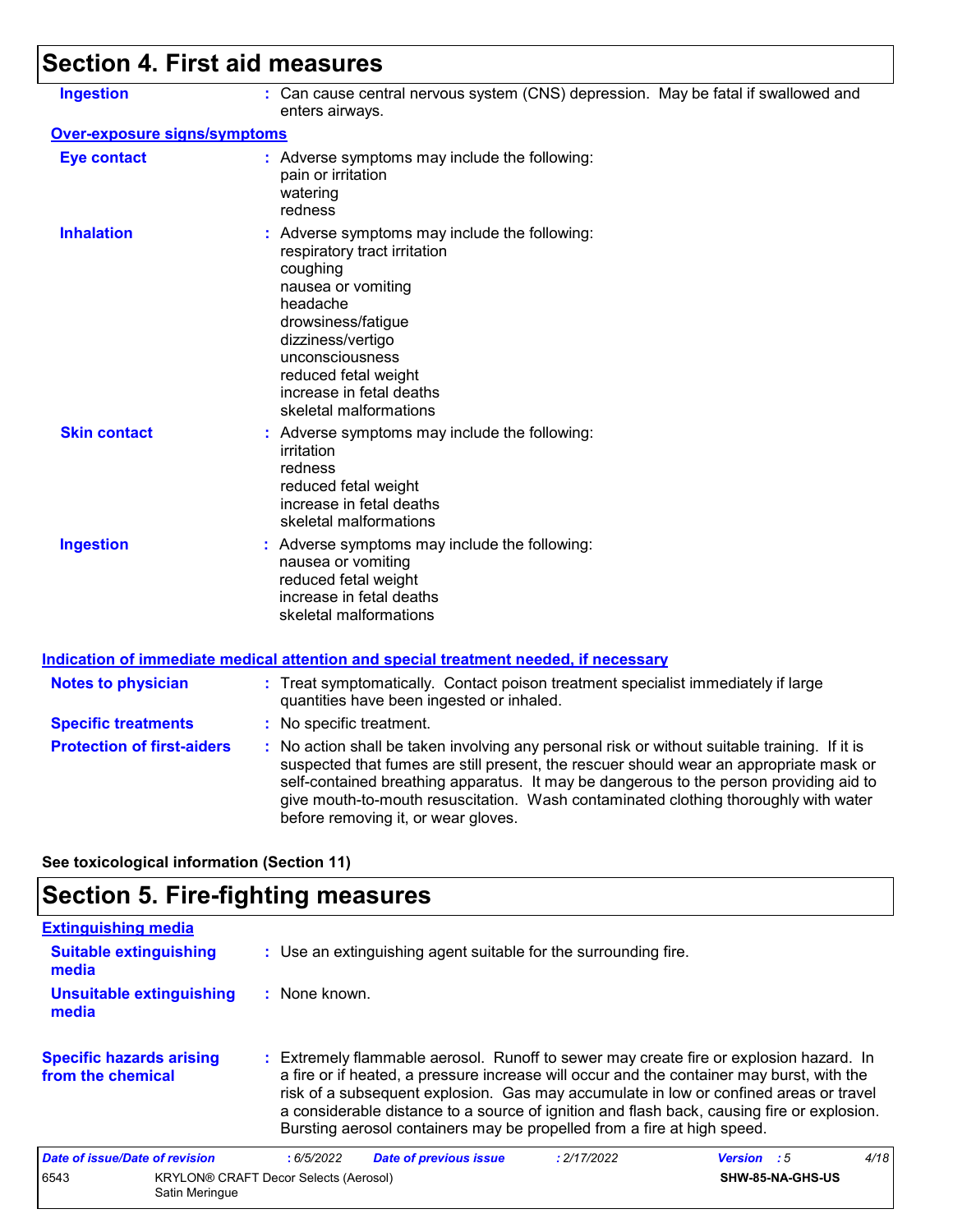## Section 4. First aid measures

**Ingestion** : Can cause central nervous system (CNS) depression. May be fatal if swallowed and enters airways.

**Over-exposure signs/symptoms**

**Eye contact** : Adverse symptoms may include the following:
pain or irritation
watering
redness

**Inhalation** : Adverse symptoms may include the following:
respiratory tract irritation
coughing
nausea or vomiting
headache
drowsiness/fatigue
dizziness/vertigo
unconsciousness
reduced fetal weight
increase in fetal deaths
skeletal malformations

**Skin contact** : Adverse symptoms may include the following:
irritation
redness
reduced fetal weight
increase in fetal deaths
skeletal malformations

**Ingestion** : Adverse symptoms may include the following:
nausea or vomiting
reduced fetal weight
increase in fetal deaths
skeletal malformations

**Indication of immediate medical attention and special treatment needed, if necessary**

**Notes to physician** : Treat symptomatically. Contact poison treatment specialist immediately if large quantities have been ingested or inhaled.

**Specific treatments** : No specific treatment.

**Protection of first-aiders** : No action shall be taken involving any personal risk or without suitable training. If it is suspected that fumes are still present, the rescuer should wear an appropriate mask or self-contained breathing apparatus. It may be dangerous to the person providing aid to give mouth-to-mouth resuscitation. Wash contaminated clothing thoroughly with water before removing it, or wear gloves.

**See toxicological information (Section 11)**

## Section 5. Fire-fighting measures

**Extinguishing media**

**Suitable extinguishing media** : Use an extinguishing agent suitable for the surrounding fire.

**Unsuitable extinguishing media** : None known.

**Specific hazards arising from the chemical** : Extremely flammable aerosol. Runoff to sewer may create fire or explosion hazard. In a fire or if heated, a pressure increase will occur and the container may burst, with the risk of a subsequent explosion. Gas may accumulate in low or confined areas or travel a considerable distance to a source of ignition and flash back, causing fire or explosion. Bursting aerosol containers may be propelled from a fire at high speed.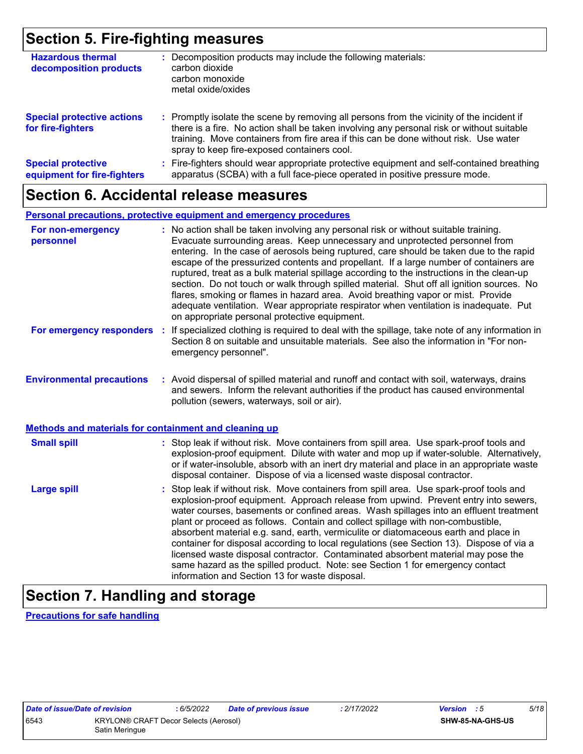## Section 5. Fire-fighting measures

**Hazardous thermal decomposition products** : Decomposition products may include the following materials:
carbon dioxide
carbon monoxide
metal oxide/oxides

**Special protective actions for fire-fighters** : Promptly isolate the scene by removing all persons from the vicinity of the incident if there is a fire. No action shall be taken involving any personal risk or without suitable training. Move containers from fire area if this can be done without risk. Use water spray to keep fire-exposed containers cool.

**Special protective equipment for fire-fighters** : Fire-fighters should wear appropriate protective equipment and self-contained breathing apparatus (SCBA) with a full face-piece operated in positive pressure mode.

## Section 6. Accidental release measures

### Personal precautions, protective equipment and emergency procedures

**For non-emergency personnel** : No action shall be taken involving any personal risk or without suitable training. Evacuate surrounding areas. Keep unnecessary and unprotected personnel from entering. In the case of aerosols being ruptured, care should be taken due to the rapid escape of the pressurized contents and propellant. If a large number of containers are ruptured, treat as a bulk material spillage according to the instructions in the clean-up section. Do not touch or walk through spilled material. Shut off all ignition sources. No flares, smoking or flames in hazard area. Avoid breathing vapor or mist. Provide adequate ventilation. Wear appropriate respirator when ventilation is inadequate. Put on appropriate personal protective equipment.

**For emergency responders** : If specialized clothing is required to deal with the spillage, take note of any information in Section 8 on suitable and unsuitable materials. See also the information in "For non-emergency personnel".

**Environmental precautions** : Avoid dispersal of spilled material and runoff and contact with soil, waterways, drains and sewers. Inform the relevant authorities if the product has caused environmental pollution (sewers, waterways, soil or air).

### Methods and materials for containment and cleaning up

**Small spill** : Stop leak if without risk. Move containers from spill area. Use spark-proof tools and explosion-proof equipment. Dilute with water and mop up if water-soluble. Alternatively, or if water-insoluble, absorb with an inert dry material and place in an appropriate waste disposal container. Dispose of via a licensed waste disposal contractor.

**Large spill** : Stop leak if without risk. Move containers from spill area. Use spark-proof tools and explosion-proof equipment. Approach release from upwind. Prevent entry into sewers, water courses, basements or confined areas. Wash spillages into an effluent treatment plant or proceed as follows. Contain and collect spillage with non-combustible, absorbent material e.g. sand, earth, vermiculite or diatomaceous earth and place in container for disposal according to local regulations (see Section 13). Dispose of via a licensed waste disposal contractor. Contaminated absorbent material may pose the same hazard as the spilled product. Note: see Section 1 for emergency contact information and Section 13 for waste disposal.

## Section 7. Handling and storage

### Precautions for safe handling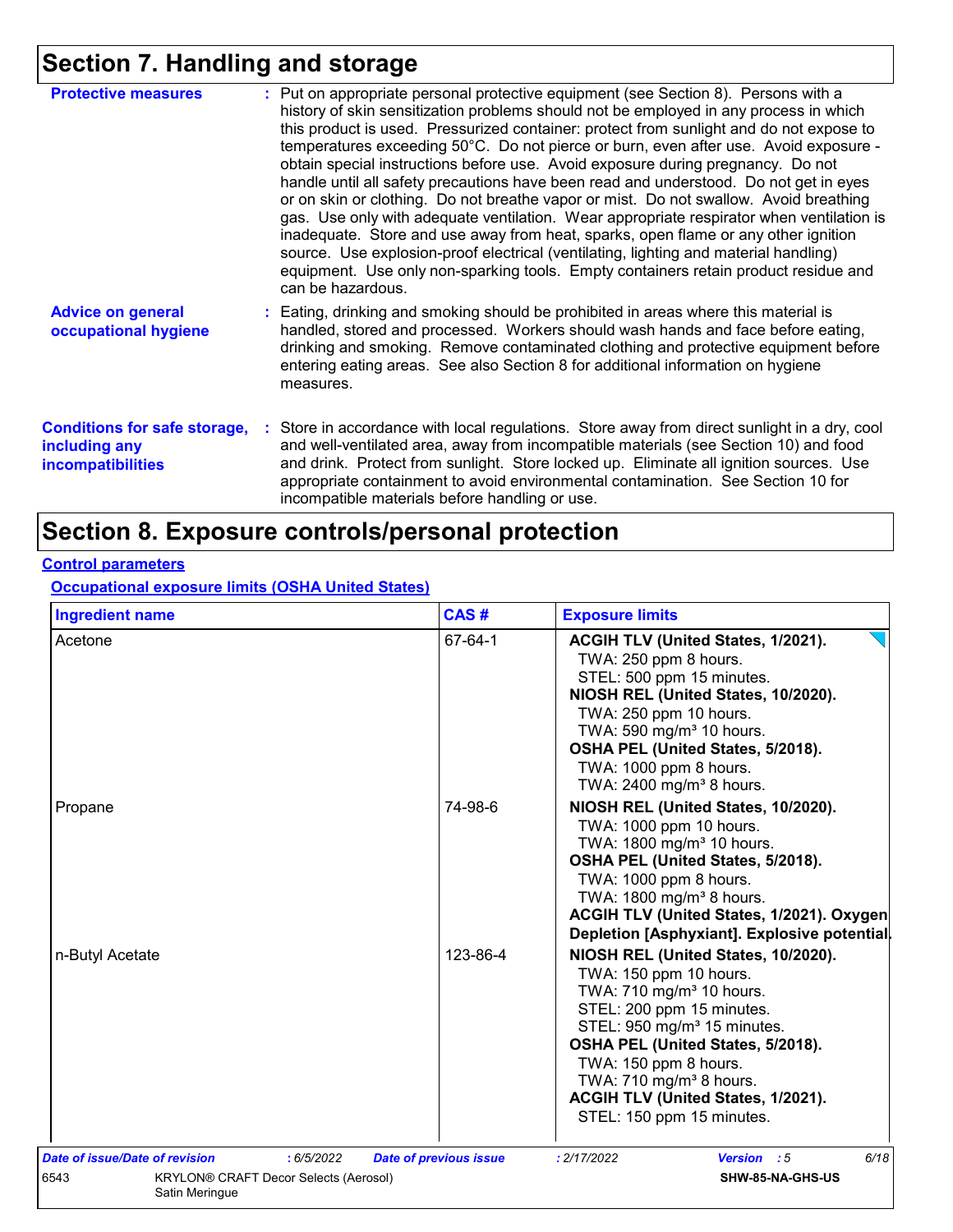## Section 7. Handling and storage

**Protective measures** : Put on appropriate personal protective equipment (see Section 8). Persons with a history of skin sensitization problems should not be employed in any process in which this product is used. Pressurized container: protect from sunlight and do not expose to temperatures exceeding 50°C. Do not pierce or burn, even after use. Avoid exposure - obtain special instructions before use. Avoid exposure during pregnancy. Do not handle until all safety precautions have been read and understood. Do not get in eyes or on skin or clothing. Do not breathe vapor or mist. Do not swallow. Avoid breathing gas. Use only with adequate ventilation. Wear appropriate respirator when ventilation is inadequate. Store and use away from heat, sparks, open flame or any other ignition source. Use explosion-proof electrical (ventilating, lighting and material handling) equipment. Use only non-sparking tools. Empty containers retain product residue and can be hazardous.

**Advice on general occupational hygiene** : Eating, drinking and smoking should be prohibited in areas where this material is handled, stored and processed. Workers should wash hands and face before eating, drinking and smoking. Remove contaminated clothing and protective equipment before entering eating areas. See also Section 8 for additional information on hygiene measures.

**Conditions for safe storage, including any incompatibilities** : Store in accordance with local regulations. Store away from direct sunlight in a dry, cool and well-ventilated area, away from incompatible materials (see Section 10) and food and drink. Protect from sunlight. Store locked up. Eliminate all ignition sources. Use appropriate containment to avoid environmental contamination. See Section 10 for incompatible materials before handling or use.

## Section 8. Exposure controls/personal protection

**Control parameters**

**Occupational exposure limits (OSHA United States)**

| Ingredient name | CAS # | Exposure limits |
|---|---|---|
| Acetone | 67-64-1 | **ACGIH TLV (United States, 1/2021).**<br>TWA: 250 ppm 8 hours.<br>STEL: 500 ppm 15 minutes.<br>**NIOSH REL (United States, 10/2020).**<br>TWA: 250 ppm 10 hours.<br>TWA: 590 mg/m³ 10 hours.<br>**OSHA PEL (United States, 5/2018).**<br>TWA: 1000 ppm 8 hours.<br>TWA: 2400 mg/m³ 8 hours. |
| Propane | 74-98-6 | **NIOSH REL (United States, 10/2020).**<br>TWA: 1000 ppm 10 hours.<br>TWA: 1800 mg/m³ 10 hours.<br>**OSHA PEL (United States, 5/2018).**<br>TWA: 1000 ppm 8 hours.<br>TWA: 1800 mg/m³ 8 hours.<br>**ACGIH TLV (United States, 1/2021). Oxygen Depletion [Asphyxiant]. Explosive potential.** |
| n-Butyl Acetate | 123-86-4 | **NIOSH REL (United States, 10/2020).**<br>TWA: 150 ppm 10 hours.<br>TWA: 710 mg/m³ 10 hours.<br>STEL: 200 ppm 15 minutes.<br>STEL: 950 mg/m³ 15 minutes.<br>**OSHA PEL (United States, 5/2018).**<br>TWA: 150 ppm 8 hours.<br>TWA: 710 mg/m³ 8 hours.<br>**ACGIH TLV (United States, 1/2021).**<br>STEL: 150 ppm 15 minutes. |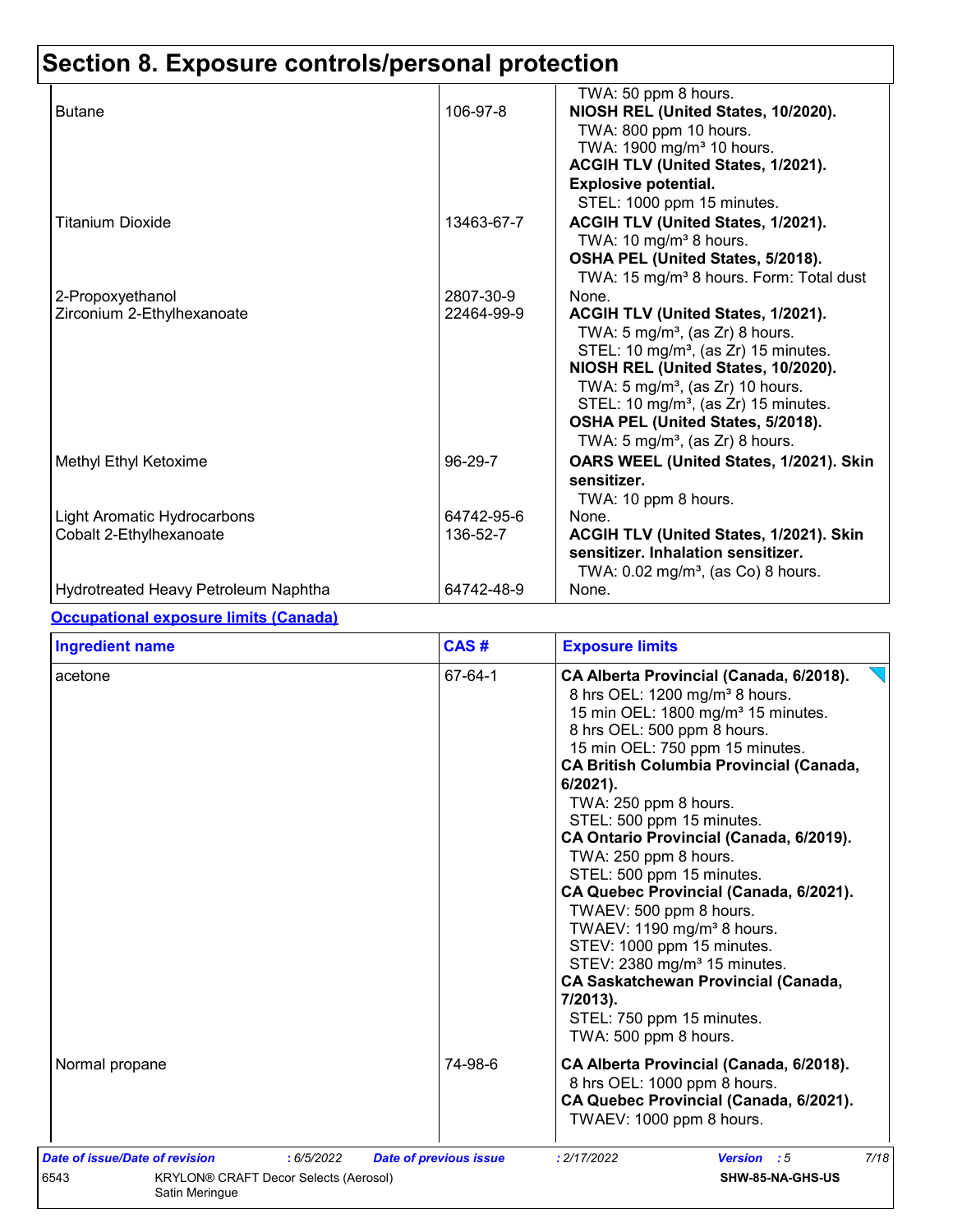## Section 8. Exposure controls/personal protection

| | | |
|---|---|---|
| | | TWA: 50 ppm 8 hours. |
| Butane | 106-97-8 | **NIOSH REL (United States, 10/2020).**<br>TWA: 800 ppm 10 hours.<br>TWA: 1900 mg/m³ 10 hours.<br>**ACGIH TLV (United States, 1/2021).**<br>**Explosive potential.**<br>STEL: 1000 ppm 15 minutes. |
| Titanium Dioxide | 13463-67-7 | **ACGIH TLV (United States, 1/2021).**<br>TWA: 10 mg/m³ 8 hours.<br>**OSHA PEL (United States, 5/2018).**<br>TWA: 15 mg/m³ 8 hours. Form: Total dust |
| 2-Propoxyethanol | 2807-30-9 | None. |
| Zirconium 2-Ethylhexanoate | 22464-99-9 | **ACGIH TLV (United States, 1/2021).**<br>TWA: 5 mg/m³, (as Zr) 8 hours.<br>STEL: 10 mg/m³, (as Zr) 15 minutes.<br>**NIOSH REL (United States, 10/2020).**<br>TWA: 5 mg/m³, (as Zr) 10 hours.<br>STEL: 10 mg/m³, (as Zr) 15 minutes.<br>**OSHA PEL (United States, 5/2018).**<br>TWA: 5 mg/m³, (as Zr) 8 hours. |
| Methyl Ethyl Ketoxime | 96-29-7 | **OARS WEEL (United States, 1/2021). Skin sensitizer.**<br>TWA: 10 ppm 8 hours. |
| Light Aromatic Hydrocarbons | 64742-95-6 | None. |
| Cobalt 2-Ethylhexanoate | 136-52-7 | **ACGIH TLV (United States, 1/2021). Skin sensitizer. Inhalation sensitizer.**<br>TWA: 0.02 mg/m³, (as Co) 8 hours. |
| Hydrotreated Heavy Petroleum Naphtha | 64742-48-9 | None. |

**Occupational exposure limits (Canada)**

| Ingredient name | CAS # | Exposure limits |
|---|---|---|
| acetone | 67-64-1 | **CA Alberta Provincial (Canada, 6/2018).**<br>8 hrs OEL: 1200 mg/m³ 8 hours.<br>15 min OEL: 1800 mg/m³ 15 minutes.<br>8 hrs OEL: 500 ppm 8 hours.<br>15 min OEL: 750 ppm 15 minutes.<br>**CA British Columbia Provincial (Canada, 6/2021).**<br>TWA: 250 ppm 8 hours.<br>STEL: 500 ppm 15 minutes.<br>**CA Ontario Provincial (Canada, 6/2019).**<br>TWA: 250 ppm 8 hours.<br>STEL: 500 ppm 15 minutes.<br>**CA Quebec Provincial (Canada, 6/2021).**<br>TWAEV: 500 ppm 8 hours.<br>TWAEV: 1190 mg/m³ 8 hours.<br>STEV: 1000 ppm 15 minutes.<br>STEV: 2380 mg/m³ 15 minutes.<br>**CA Saskatchewan Provincial (Canada, 7/2013).**<br>STEL: 750 ppm 15 minutes.<br>TWA: 500 ppm 8 hours. |
| Normal propane | 74-98-6 | **CA Alberta Provincial (Canada, 6/2018).**<br>8 hrs OEL: 1000 ppm 8 hours.<br>**CA Quebec Provincial (Canada, 6/2021).**<br>TWAEV: 1000 ppm 8 hours. |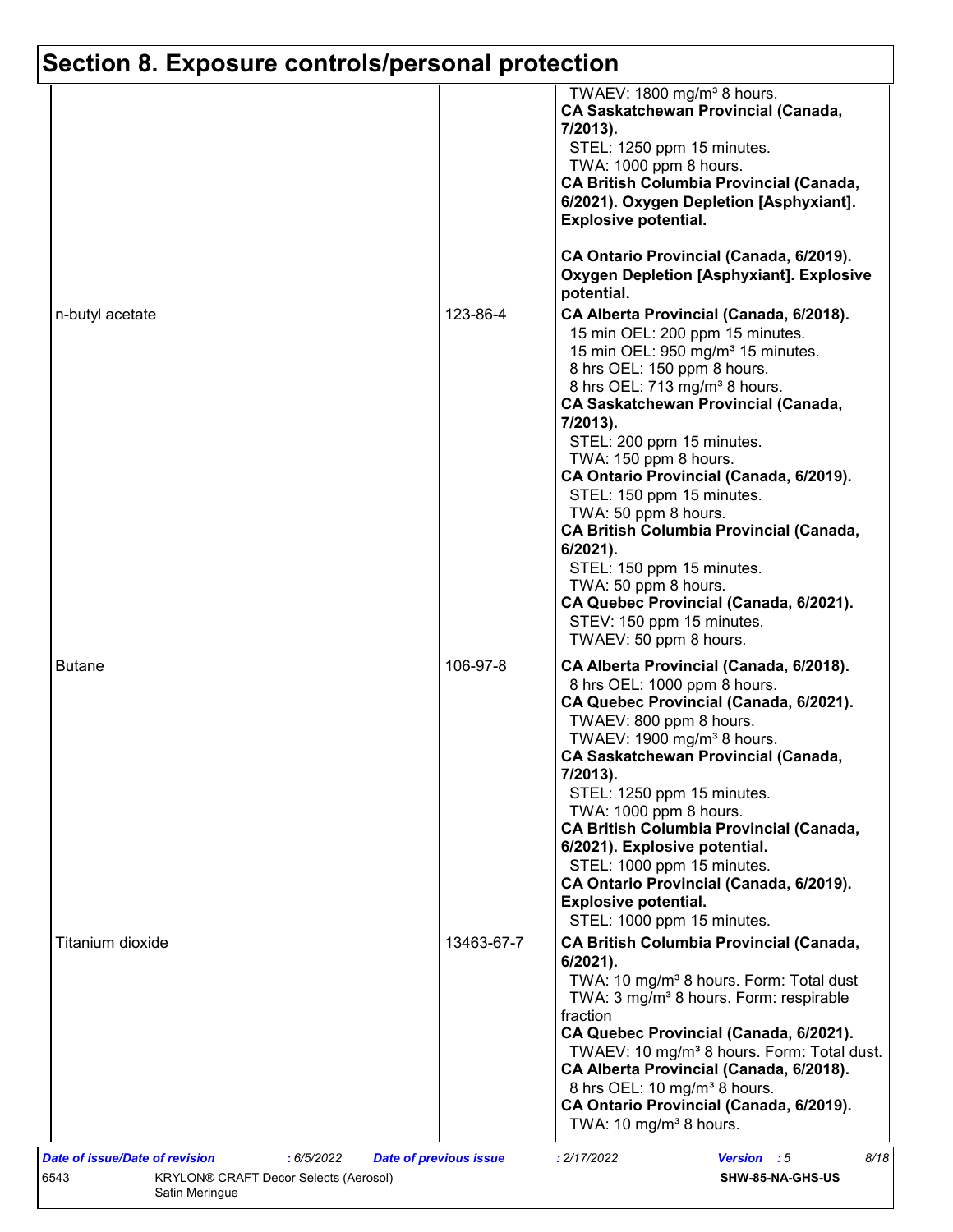# Section 8. Exposure controls/personal protection

| | | |
|---|---|---|
| | | TWAEV: 1800 mg/m³ 8 hours.<br>**CA Saskatchewan Provincial (Canada, 7/2013).**<br>STEL: 1250 ppm 15 minutes.<br>TWA: 1000 ppm 8 hours.<br>**CA British Columbia Provincial (Canada, 6/2021). Oxygen Depletion [Asphyxiant]. Explosive potential.**<br><br>**CA Ontario Provincial (Canada, 6/2019). Oxygen Depletion [Asphyxiant]. Explosive potential.** |
| n-butyl acetate | 123-86-4 | **CA Alberta Provincial (Canada, 6/2018).**<br>15 min OEL: 200 ppm 15 minutes.<br>15 min OEL: 950 mg/m³ 15 minutes.<br>8 hrs OEL: 150 ppm 8 hours.<br>8 hrs OEL: 713 mg/m³ 8 hours.<br>**CA Saskatchewan Provincial (Canada, 7/2013).**<br>STEL: 200 ppm 15 minutes.<br>TWA: 150 ppm 8 hours.<br>**CA Ontario Provincial (Canada, 6/2019).**<br>STEL: 150 ppm 15 minutes.<br>TWA: 50 ppm 8 hours.<br>**CA British Columbia Provincial (Canada, 6/2021).**<br>STEL: 150 ppm 15 minutes.<br>TWA: 50 ppm 8 hours.<br>**CA Quebec Provincial (Canada, 6/2021).**<br>STEV: 150 ppm 15 minutes.<br>TWAEV: 50 ppm 8 hours. |
| Butane | 106-97-8 | **CA Alberta Provincial (Canada, 6/2018).**<br>8 hrs OEL: 1000 ppm 8 hours.<br>**CA Quebec Provincial (Canada, 6/2021).**<br>TWAEV: 800 ppm 8 hours.<br>TWAEV: 1900 mg/m³ 8 hours.<br>**CA Saskatchewan Provincial (Canada, 7/2013).**<br>STEL: 1250 ppm 15 minutes.<br>TWA: 1000 ppm 8 hours.<br>**CA British Columbia Provincial (Canada, 6/2021). Explosive potential.**<br>STEL: 1000 ppm 15 minutes.<br>**CA Ontario Provincial (Canada, 6/2019). Explosive potential.**<br>STEL: 1000 ppm 15 minutes. |
| Titanium dioxide | 13463-67-7 | **CA British Columbia Provincial (Canada, 6/2021).**<br>TWA: 10 mg/m³ 8 hours. Form: Total dust<br>TWA: 3 mg/m³ 8 hours. Form: respirable fraction<br>**CA Quebec Provincial (Canada, 6/2021).**<br>TWAEV: 10 mg/m³ 8 hours. Form: Total dust.<br>**CA Alberta Provincial (Canada, 6/2018).**<br>8 hrs OEL: 10 mg/m³ 8 hours.<br>**CA Ontario Provincial (Canada, 6/2019).**<br>TWA: 10 mg/m³ 8 hours. |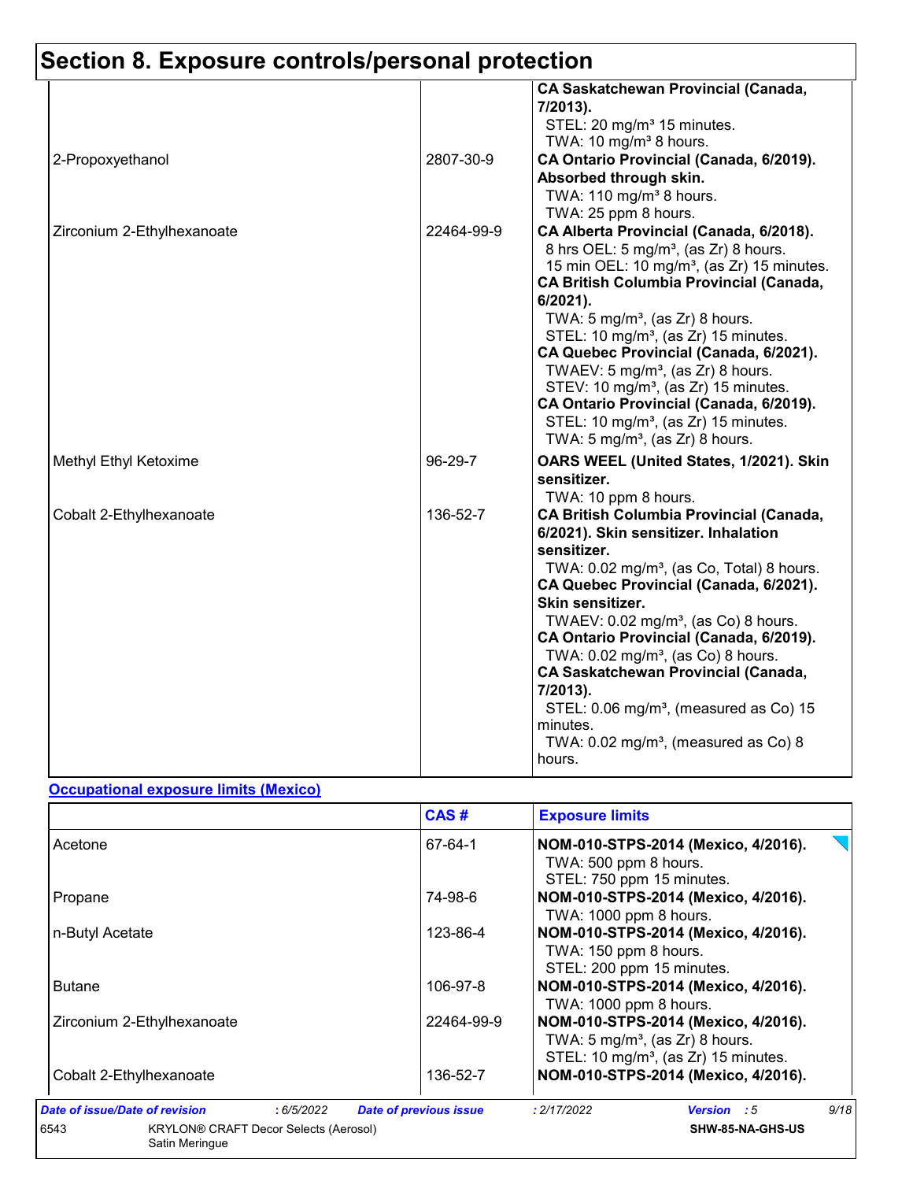# Section 8. Exposure controls/personal protection

| | | |
|---|---|---|
| | | **CA Saskatchewan Provincial (Canada, 7/2013).**<br>STEL: 20 mg/m³ 15 minutes.<br>TWA: 10 mg/m³ 8 hours. |
| 2-Propoxyethanol | 2807-30-9 | **CA Ontario Provincial (Canada, 6/2019). Absorbed through skin.**<br>TWA: 110 mg/m³ 8 hours.<br>TWA: 25 ppm 8 hours. |
| Zirconium 2-Ethylhexanoate | 22464-99-9 | **CA Alberta Provincial (Canada, 6/2018).**<br>8 hrs OEL: 5 mg/m³, (as Zr) 8 hours.<br>15 min OEL: 10 mg/m³, (as Zr) 15 minutes.<br>**CA British Columbia Provincial (Canada, 6/2021).**<br>TWA: 5 mg/m³, (as Zr) 8 hours.<br>STEL: 10 mg/m³, (as Zr) 15 minutes.<br>**CA Quebec Provincial (Canada, 6/2021).**<br>TWAEV: 5 mg/m³, (as Zr) 8 hours.<br>STEV: 10 mg/m³, (as Zr) 15 minutes.<br>**CA Ontario Provincial (Canada, 6/2019).**<br>STEL: 10 mg/m³, (as Zr) 15 minutes.<br>TWA: 5 mg/m³, (as Zr) 8 hours. |
| Methyl Ethyl Ketoxime | 96-29-7 | **OARS WEEL (United States, 1/2021). Skin sensitizer.**<br>TWA: 10 ppm 8 hours. |
| Cobalt 2-Ethylhexanoate | 136-52-7 | **CA British Columbia Provincial (Canada, 6/2021). Skin sensitizer. Inhalation sensitizer.**<br>TWA: 0.02 mg/m³, (as Co, Total) 8 hours.<br>**CA Quebec Provincial (Canada, 6/2021). Skin sensitizer.**<br>TWAEV: 0.02 mg/m³, (as Co) 8 hours.<br>**CA Ontario Provincial (Canada, 6/2019).**<br>TWA: 0.02 mg/m³, (as Co) 8 hours.<br>**CA Saskatchewan Provincial (Canada, 7/2013).**<br>STEL: 0.06 mg/m³, (measured as Co) 15 minutes.<br>TWA: 0.02 mg/m³, (measured as Co) 8 hours. |

**Occupational exposure limits (Mexico)**

| | CAS # | Exposure limits |
|---|---|---|
| Acetone | 67-64-1 | **NOM-010-STPS-2014 (Mexico, 4/2016).**<br>TWA: 500 ppm 8 hours.<br>STEL: 750 ppm 15 minutes. |
| Propane | 74-98-6 | **NOM-010-STPS-2014 (Mexico, 4/2016).**<br>TWA: 1000 ppm 8 hours. |
| n-Butyl Acetate | 123-86-4 | **NOM-010-STPS-2014 (Mexico, 4/2016).**<br>TWA: 150 ppm 8 hours.<br>STEL: 200 ppm 15 minutes. |
| Butane | 106-97-8 | **NOM-010-STPS-2014 (Mexico, 4/2016).**<br>TWA: 1000 ppm 8 hours. |
| Zirconium 2-Ethylhexanoate | 22464-99-9 | **NOM-010-STPS-2014 (Mexico, 4/2016).**<br>TWA: 5 mg/m³, (as Zr) 8 hours.<br>STEL: 10 mg/m³, (as Zr) 15 minutes. |
| Cobalt 2-Ethylhexanoate | 136-52-7 | **NOM-010-STPS-2014 (Mexico, 4/2016).** |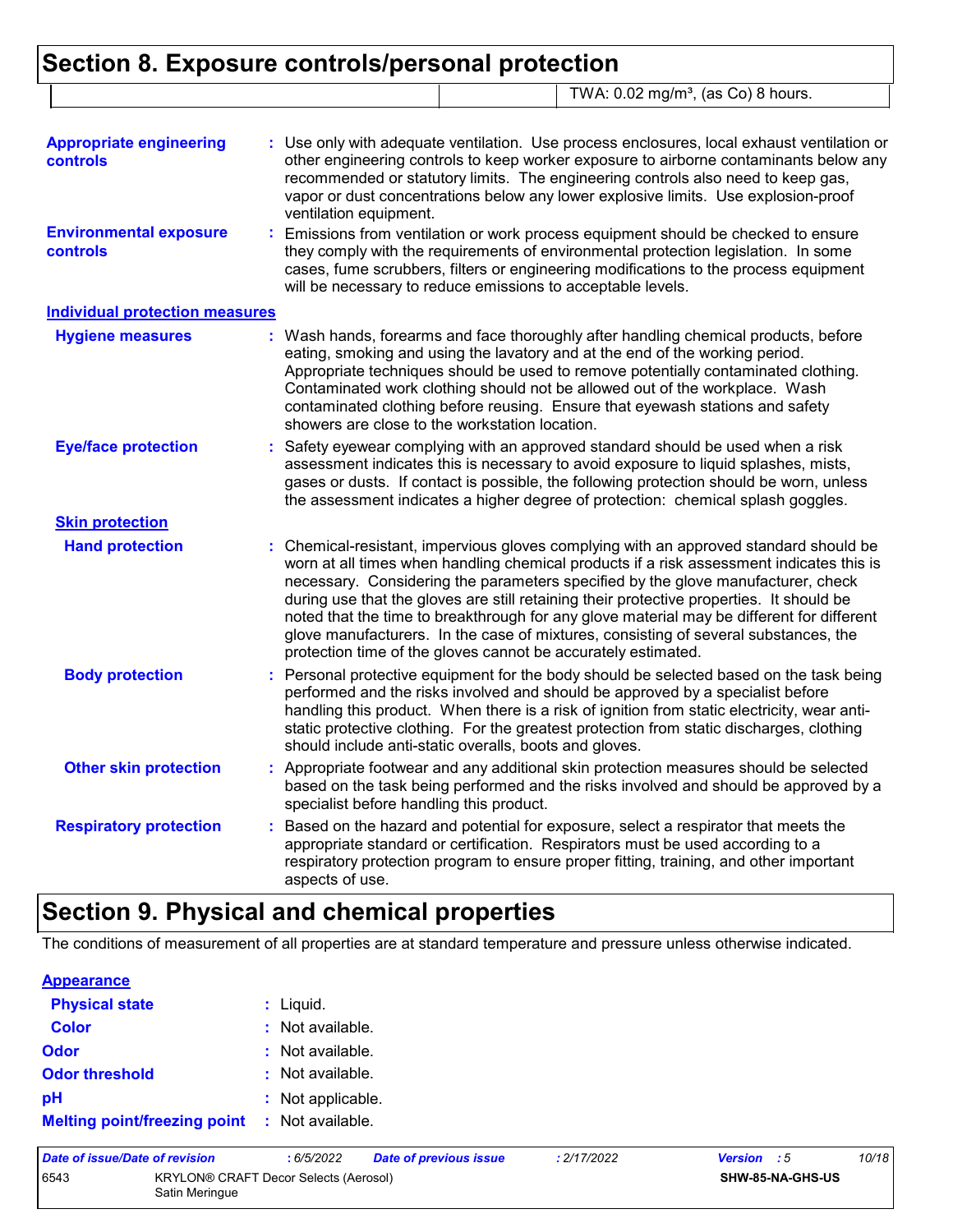## Section 8. Exposure controls/personal protection

| | | |
|---|---|---|
| | | TWA: 0.02 mg/m³, (as Co) 8 hours. |

**Appropriate engineering controls** : Use only with adequate ventilation. Use process enclosures, local exhaust ventilation or other engineering controls to keep worker exposure to airborne contaminants below any recommended or statutory limits. The engineering controls also need to keep gas, vapor or dust concentrations below any lower explosive limits. Use explosion-proof ventilation equipment.

**Environmental exposure controls** : Emissions from ventilation or work process equipment should be checked to ensure they comply with the requirements of environmental protection legislation. In some cases, fume scrubbers, filters or engineering modifications to the process equipment will be necessary to reduce emissions to acceptable levels.

### Individual protection measures

**Hygiene measures** : Wash hands, forearms and face thoroughly after handling chemical products, before eating, smoking and using the lavatory and at the end of the working period. Appropriate techniques should be used to remove potentially contaminated clothing. Contaminated work clothing should not be allowed out of the workplace. Wash contaminated clothing before reusing. Ensure that eyewash stations and safety showers are close to the workstation location.

**Eye/face protection** : Safety eyewear complying with an approved standard should be used when a risk assessment indicates this is necessary to avoid exposure to liquid splashes, mists, gases or dusts. If contact is possible, the following protection should be worn, unless the assessment indicates a higher degree of protection: chemical splash goggles.

**Skin protection**

**Hand protection** : Chemical-resistant, impervious gloves complying with an approved standard should be worn at all times when handling chemical products if a risk assessment indicates this is necessary. Considering the parameters specified by the glove manufacturer, check during use that the gloves are still retaining their protective properties. It should be noted that the time to breakthrough for any glove material may be different for different glove manufacturers. In the case of mixtures, consisting of several substances, the protection time of the gloves cannot be accurately estimated.

**Body protection** : Personal protective equipment for the body should be selected based on the task being performed and the risks involved and should be approved by a specialist before handling this product. When there is a risk of ignition from static electricity, wear anti-static protective clothing. For the greatest protection from static discharges, clothing should include anti-static overalls, boots and gloves.

**Other skin protection** : Appropriate footwear and any additional skin protection measures should be selected based on the task being performed and the risks involved and should be approved by a specialist before handling this product.

**Respiratory protection** : Based on the hazard and potential for exposure, select a respirator that meets the appropriate standard or certification. Respirators must be used according to a respiratory protection program to ensure proper fitting, training, and other important aspects of use.

## Section 9. Physical and chemical properties

The conditions of measurement of all properties are at standard temperature and pressure unless otherwise indicated.

**Appearance**

**Physical state** : Liquid.

**Color** : Not available.

**Odor** : Not available.

**Odor threshold** : Not available.

**pH** : Not applicable.

**Melting point/freezing point** : Not available.

| Date of issue/Date of revision | : 6/5/2022 | Date of previous issue | : 2/17/2022 | Version : 5 |
|---|---|---|---|---|
| 6543 | KRYLON® CRAFT Decor Selects (Aerosol) Satin Meringue | | | SHW-85-NA-GHS-US |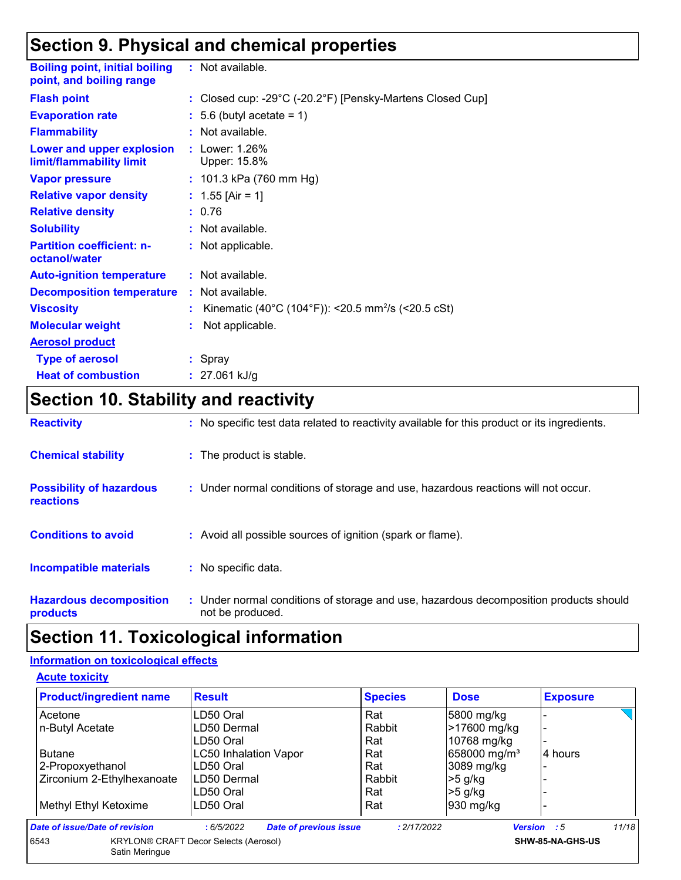## Section 9. Physical and chemical properties

| | |
|---|---|
| **Boiling point, initial boiling point, and boiling range** | : Not available. |
| **Flash point** | : Closed cup: -29°C (-20.2°F) [Pensky-Martens Closed Cup] |
| **Evaporation rate** | : 5.6 (butyl acetate = 1) |
| **Flammability** | : Not available. |
| **Lower and upper explosion limit/flammability limit** | : Lower: 1.26%<br>Upper: 15.8% |
| **Vapor pressure** | : 101.3 kPa (760 mm Hg) |
| **Relative vapor density** | : 1.55 [Air = 1] |
| **Relative density** | : 0.76 |
| **Solubility** | : Not available. |
| **Partition coefficient: n-octanol/water** | : Not applicable. |
| **Auto-ignition temperature** | : Not available. |
| **Decomposition temperature** | : Not available. |
| **Viscosity** | : Kinematic (40°C (104°F)): <20.5 $mm^2/s$ (<20.5 cSt) |
| **Molecular weight** | : Not applicable. |

**Aerosol product**

| | |
|---|---|
| **Type of aerosol** | : Spray |
| **Heat of combustion** | : 27.061 kJ/g |

## Section 10. Stability and reactivity

| | |
|---|---|
| **Reactivity** | : No specific test data related to reactivity available for this product or its ingredients. |
| **Chemical stability** | : The product is stable. |
| **Possibility of hazardous reactions** | : Under normal conditions of storage and use, hazardous reactions will not occur. |
| **Conditions to avoid** | : Avoid all possible sources of ignition (spark or flame). |
| **Incompatible materials** | : No specific data. |
| **Hazardous decomposition products** | : Under normal conditions of storage and use, hazardous decomposition products should not be produced. |

## Section 11. Toxicological information

**Information on toxicological effects**

**Acute toxicity**

| Product/ingredient name | Result | Species | Dose | Exposure |
|---|---|---|---|---|
| Acetone | LD50 Oral | Rat | 5800 mg/kg | - |
| n-Butyl Acetate | LD50 Dermal | Rabbit | >17600 mg/kg | - |
| | LD50 Oral | Rat | 10768 mg/kg | - |
| Butane | LC50 Inhalation Vapor | Rat | 658000 mg/m³ | 4 hours |
| 2-Propoxyethanol | LD50 Oral | Rat | 3089 mg/kg | - |
| Zirconium 2-Ethylhexanoate | LD50 Dermal | Rabbit | >5 g/kg | - |
| | LD50 Oral | Rat | >5 g/kg | - |
| Methyl Ethyl Ketoxime | LD50 Oral | Rat | 930 mg/kg | - |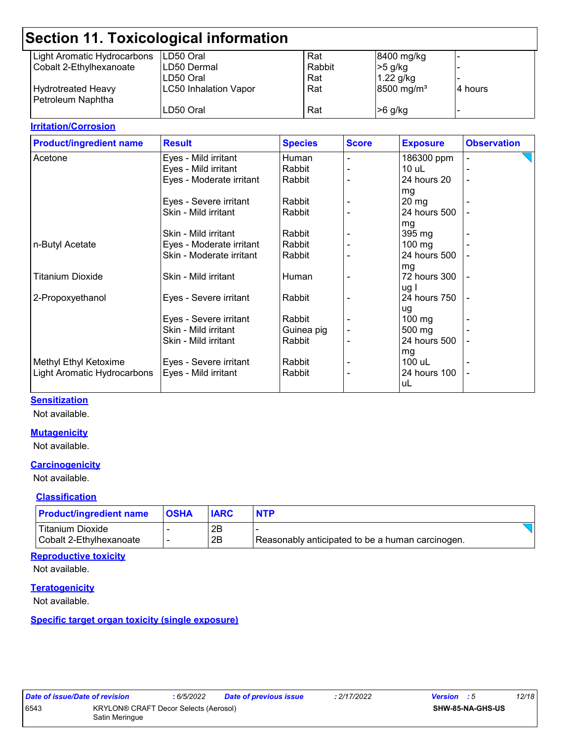# Section 11. Toxicological information

| | | | | |
|---|---|---|---|---|
| Light Aromatic Hydrocarbons | LD50 Oral | Rat | 8400 mg/kg | - |
| Cobalt 2-Ethylhexanoate | LD50 Dermal | Rabbit | >5 g/kg | - |
| | LD50 Oral | Rat | 1.22 g/kg | - |
| Hydrotreated Heavy Petroleum Naphtha | LC50 Inhalation Vapor | Rat | 8500 mg/m³ | 4 hours |
| | LD50 Oral | Rat | >6 g/kg | - |

**Irritation/Corrosion**

| Product/ingredient name | Result | Species | Score | Exposure | Observation |
|---|---|---|---|---|---|
| Acetone | Eyes - Mild irritant | Human | - | 186300 ppm | - |
| | Eyes - Mild irritant | Rabbit | - | 10 uL | - |
| | Eyes - Moderate irritant | Rabbit | - | 24 hours 20 mg | - |
| | Eyes - Severe irritant | Rabbit | - | 20 mg | - |
| | Skin - Mild irritant | Rabbit | - | 24 hours 500 mg | - |
| | Skin - Mild irritant | Rabbit | - | 395 mg | - |
| n-Butyl Acetate | Eyes - Moderate irritant | Rabbit | - | 100 mg | - |
| | Skin - Moderate irritant | Rabbit | - | 24 hours 500 mg | - |
| Titanium Dioxide | Skin - Mild irritant | Human | - | 72 hours 300 ug I | - |
| 2-Propoxyethanol | Eyes - Severe irritant | Rabbit | - | 24 hours 750 ug | - |
| | Eyes - Severe irritant | Rabbit | - | 100 mg | - |
| | Skin - Mild irritant | Guinea pig | - | 500 mg | - |
| | Skin - Mild irritant | Rabbit | - | 24 hours 500 mg | - |
| Methyl Ethyl Ketoxime | Eyes - Severe irritant | Rabbit | - | 100 uL | - |
| Light Aromatic Hydrocarbons | Eyes - Mild irritant | Rabbit | - | 24 hours 100 uL | - |

**Sensitization**

Not available.

**Mutagenicity**

Not available.

**Carcinogenicity**

Not available.

**Classification**

| Product/ingredient name | OSHA | IARC | NTP |
|---|---|---|---|
| Titanium Dioxide | - | 2B | - |
| Cobalt 2-Ethylhexanoate | - | 2B | Reasonably anticipated to be a human carcinogen. |

**Reproductive toxicity**

Not available.

**Teratogenicity**

Not available.

**Specific target organ toxicity (single exposure)**

| Date of issue/Date of revision | : 6/5/2022 | Date of previous issue | : 2/17/2022 | Version : 5 |
|---|---|---|---|---|
| 6543 | KRYLON® CRAFT Decor Selects (Aerosol) Satin Meringue | | | SHW-85-NA-GHS-US |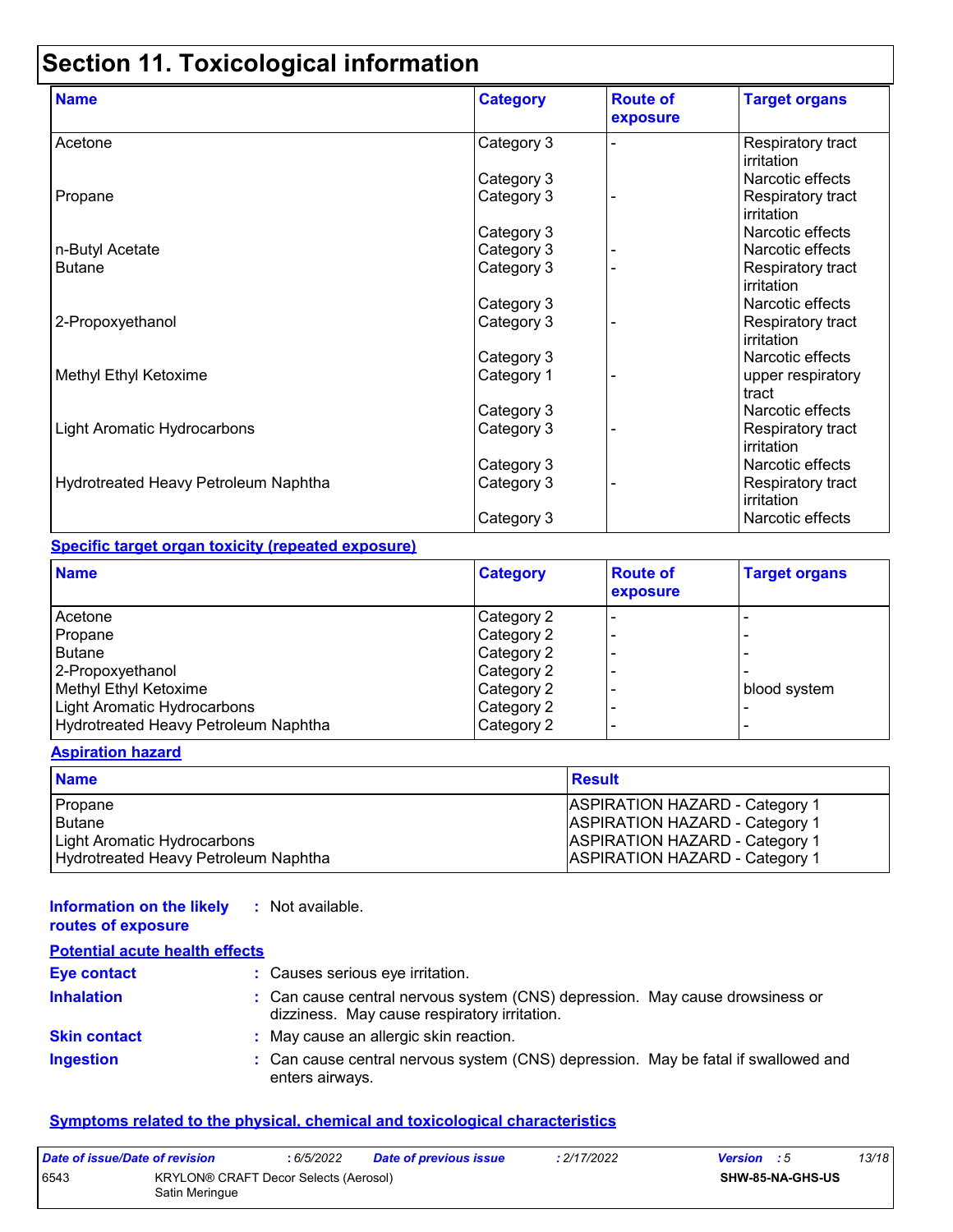# Section 11. Toxicological information

| Name | Category | Route of exposure | Target organs |
|---|---|---|---|
| Acetone | Category 3 | - | Respiratory tract irritation |
| | Category 3 | | Narcotic effects |
| Propane | Category 3 | - | Respiratory tract irritation |
| | Category 3 | | Narcotic effects |
| n-Butyl Acetate | Category 3 | - | Narcotic effects |
| Butane | Category 3 | - | Respiratory tract irritation |
| | Category 3 | | Narcotic effects |
| 2-Propoxyethanol | Category 3 | - | Respiratory tract irritation |
| | Category 3 | | Narcotic effects |
| Methyl Ethyl Ketoxime | Category 1 | - | upper respiratory tract |
| | Category 3 | | Narcotic effects |
| Light Aromatic Hydrocarbons | Category 3 | - | Respiratory tract irritation |
| | Category 3 | | Narcotic effects |
| Hydrotreated Heavy Petroleum Naphtha | Category 3 | - | Respiratory tract irritation |
| | Category 3 | | Narcotic effects |

**Specific target organ toxicity (repeated exposure)**

| Name | Category | Route of exposure | Target organs |
|---|---|---|---|
| Acetone | Category 2 | - | - |
| Propane | Category 2 | - | - |
| Butane | Category 2 | - | - |
| 2-Propoxyethanol | Category 2 | - | - |
| Methyl Ethyl Ketoxime | Category 2 | - | blood system |
| Light Aromatic Hydrocarbons | Category 2 | - | - |
| Hydrotreated Heavy Petroleum Naphtha | Category 2 | - | - |

**Aspiration hazard**

| Name | Result |
|---|---|
| Propane | ASPIRATION HAZARD - Category 1 |
| Butane | ASPIRATION HAZARD - Category 1 |
| Light Aromatic Hydrocarbons | ASPIRATION HAZARD - Category 1 |
| Hydrotreated Heavy Petroleum Naphtha | ASPIRATION HAZARD - Category 1 |

**Information on the likely routes of exposure** : Not available.

**Potential acute health effects**

**Eye contact** : Causes serious eye irritation.

**Inhalation** : Can cause central nervous system (CNS) depression. May cause drowsiness or dizziness. May cause respiratory irritation.

**Skin contact** : May cause an allergic skin reaction.

**Ingestion** : Can cause central nervous system (CNS) depression. May be fatal if swallowed and enters airways.

**Symptoms related to the physical, chemical and toxicological characteristics**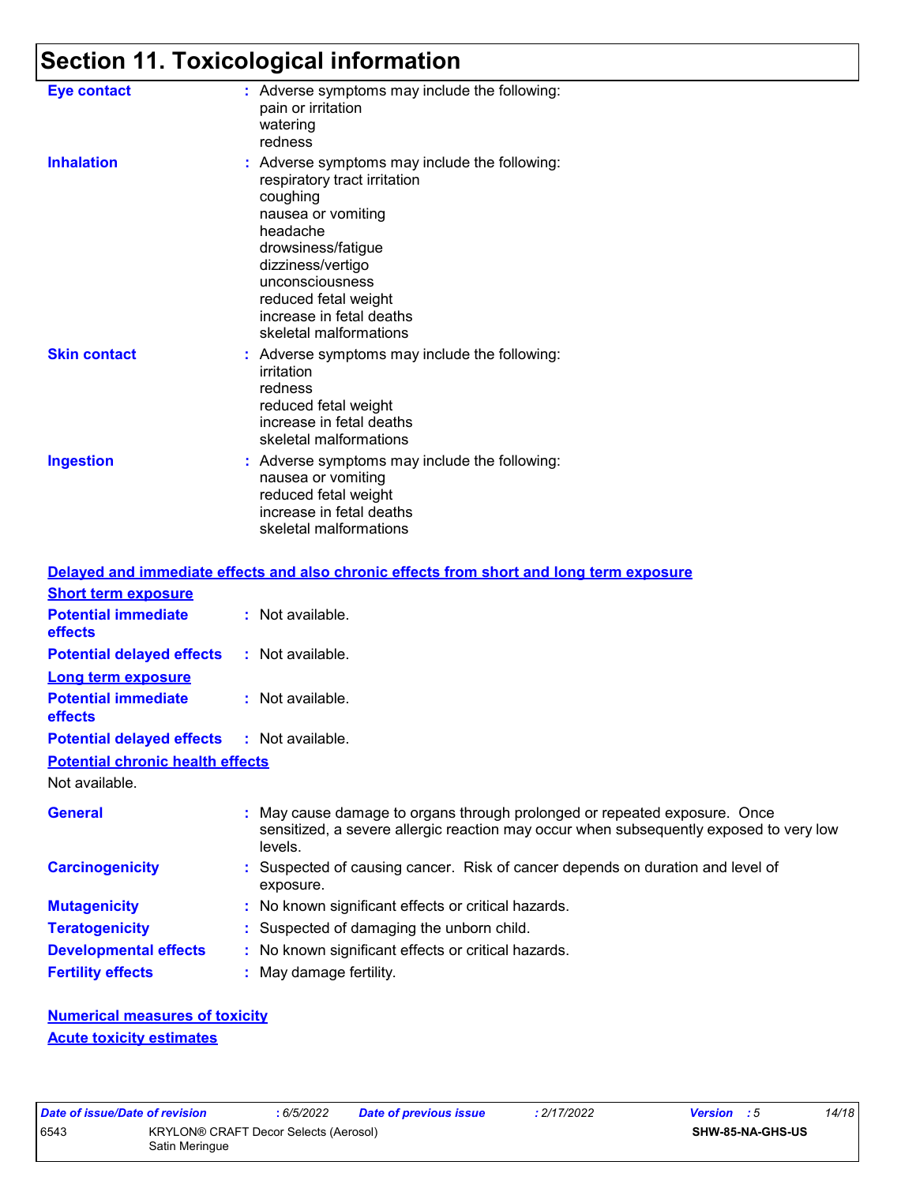## Section 11. Toxicological information

**Eye contact** : Adverse symptoms may include the following:
pain or irritation
watering
redness

**Inhalation** : Adverse symptoms may include the following:
respiratory tract irritation
coughing
nausea or vomiting
headache
drowsiness/fatigue
dizziness/vertigo
unconsciousness
reduced fetal weight
increase in fetal deaths
skeletal malformations

**Skin contact** : Adverse symptoms may include the following:
irritation
redness
reduced fetal weight
increase in fetal deaths
skeletal malformations

**Ingestion** : Adverse symptoms may include the following:
nausea or vomiting
reduced fetal weight
increase in fetal deaths
skeletal malformations

### Delayed and immediate effects and also chronic effects from short and long term exposure

**Short term exposure**

**Potential immediate effects** : Not available.

**Potential delayed effects** : Not available.

**Long term exposure**

**Potential immediate effects** : Not available.

**Potential delayed effects** : Not available.

**Potential chronic health effects**

Not available.

**General** : May cause damage to organs through prolonged or repeated exposure. Once sensitized, a severe allergic reaction may occur when subsequently exposed to very low levels.

**Carcinogenicity** : Suspected of causing cancer. Risk of cancer depends on duration and level of exposure.

**Mutagenicity** : No known significant effects or critical hazards.

**Teratogenicity** : Suspected of damaging the unborn child.

**Developmental effects** : No known significant effects or critical hazards.

**Fertility effects** : May damage fertility.

### Numerical measures of toxicity

**Acute toxicity estimates**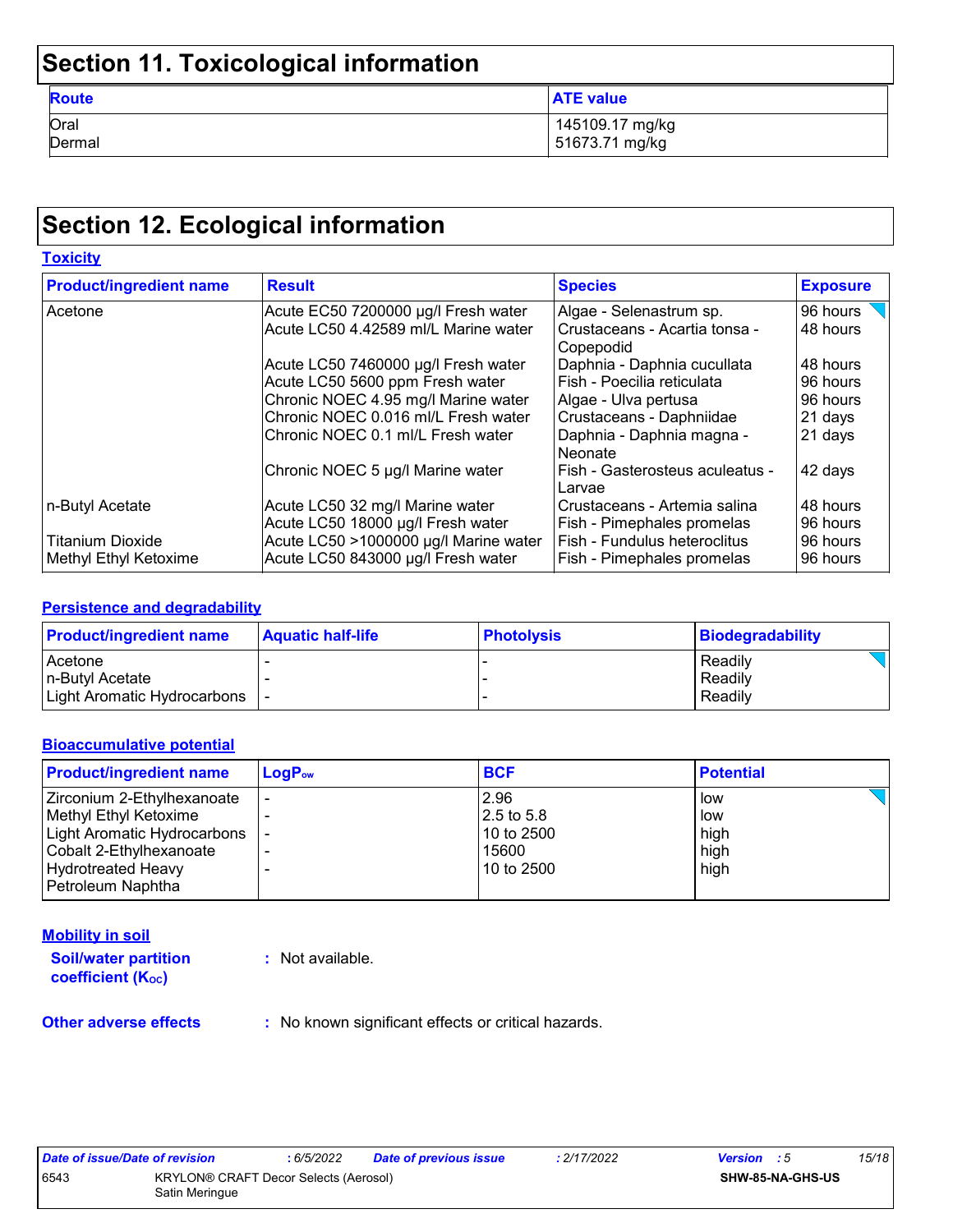## Section 11. Toxicological information

| Route | ATE value |
| --- | --- |
| Oral | 145109.17 mg/kg |
| Dermal | 51673.71 mg/kg |

## Section 12. Ecological information

### Toxicity

| Product/ingredient name | Result | Species | Exposure |
| --- | --- | --- | --- |
| Acetone | Acute EC50 7200000 µg/l Fresh water | Algae - Selenastrum sp. | 96 hours |
| | Acute LC50 4.42589 ml/L Marine water | Crustaceans - Acartia tonsa - Copepodid | 48 hours |
| | Acute LC50 7460000 µg/l Fresh water | Daphnia - Daphnia cucullata | 48 hours |
| | Acute LC50 5600 ppm Fresh water | Fish - Poecilia reticulata | 96 hours |
| | Chronic NOEC 4.95 mg/l Marine water | Algae - Ulva pertusa | 96 hours |
| | Chronic NOEC 0.016 ml/L Fresh water | Crustaceans - Daphniidae | 21 days |
| | Chronic NOEC 0.1 ml/L Fresh water | Daphnia - Daphnia magna - Neonate | 21 days |
| | Chronic NOEC 5 µg/l Marine water | Fish - Gasterosteus aculeatus - Larvae | 42 days |
| n-Butyl Acetate | Acute LC50 32 mg/l Marine water | Crustaceans - Artemia salina | 48 hours |
| | Acute LC50 18000 µg/l Fresh water | Fish - Pimephales promelas | 96 hours |
| Titanium Dioxide | Acute LC50 >1000000 µg/l Marine water | Fish - Fundulus heteroclitus | 96 hours |
| Methyl Ethyl Ketoxime | Acute LC50 843000 µg/l Fresh water | Fish - Pimephales promelas | 96 hours |

### Persistence and degradability

| Product/ingredient name | Aquatic half-life | Photolysis | Biodegradability |
| --- | --- | --- | --- |
| Acetone | - | - | Readily |
| n-Butyl Acetate | - | - | Readily |
| Light Aromatic Hydrocarbons | - | - | Readily |

### Bioaccumulative potential

| Product/ingredient name | $LogP_{ow}$ | BCF | Potential |
| --- | --- | --- | --- |
| Zirconium 2-Ethylhexanoate | - | 2.96 | low |
| Methyl Ethyl Ketoxime | - | 2.5 to 5.8 | low |
| Light Aromatic Hydrocarbons | - | 10 to 2500 | high |
| Cobalt 2-Ethylhexanoate | - | 15600 | high |
| Hydrotreated Heavy Petroleum Naphtha | - | 10 to 2500 | high |

### Mobility in soil

**Soil/water partition coefficient ($K_{OC}$)** : Not available.

**Other adverse effects** : No known significant effects or critical hazards.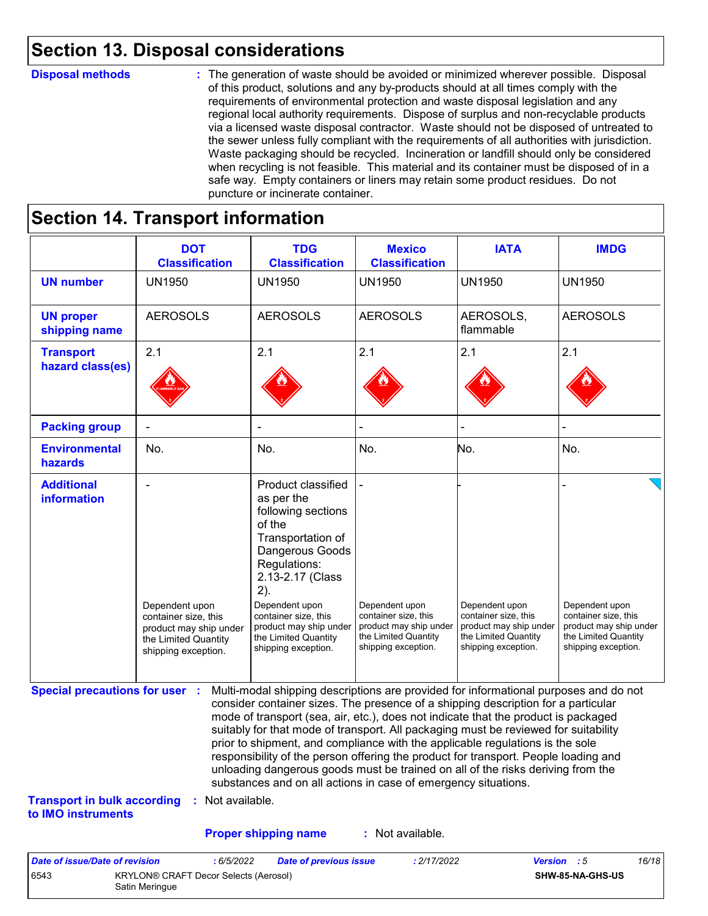## Section 13. Disposal considerations

**Disposal methods** : The generation of waste should be avoided or minimized wherever possible. Disposal of this product, solutions and any by-products should at all times comply with the requirements of environmental protection and waste disposal legislation and any regional local authority requirements. Dispose of surplus and non-recyclable products via a licensed waste disposal contractor. Waste should not be disposed of untreated to the sewer unless fully compliant with the requirements of all authorities with jurisdiction. Waste packaging should be recycled. Incineration or landfill should only be considered when recycling is not feasible. This material and its container must be disposed of in a safe way. Empty containers or liners may retain some product residues. Do not puncture or incinerate container.

## Section 14. Transport information

| | DOT Classification | TDG Classification | Mexico Classification | IATA | IMDG |
|---|---|---|---|---|---|
| **UN number** | UN1950 | UN1950 | UN1950 | UN1950 | UN1950 |
| **UN proper shipping name** | AEROSOLS | AEROSOLS | AEROSOLS | AEROSOLS, flammable | AEROSOLS |
| **Transport hazard class(es)** | 2.1 | 2.1 | 2.1 | 2.1 | 2.1 |
| **Packing group** | - | - | - | - | - |
| **Environmental hazards** | No. | No. | No. | No. | No. |
| **Additional information** | - Dependent upon container size, this product may ship under the Limited Quantity shipping exception. | Product classified as per the following sections of the Transportation of Dangerous Goods Regulations: 2.13-2.17 (Class 2). Dependent upon container size, this product may ship under the Limited Quantity shipping exception. | - Dependent upon container size, this product may ship under the Limited Quantity shipping exception. | - Dependent upon container size, this product may ship under the Limited Quantity shipping exception. | - Dependent upon container size, this product may ship under the Limited Quantity shipping exception. |

**Special precautions for user** : Multi-modal shipping descriptions are provided for informational purposes and do not consider container sizes. The presence of a shipping description for a particular mode of transport (sea, air, etc.), does not indicate that the product is packaged suitably for that mode of transport. All packaging must be reviewed for suitability prior to shipment, and compliance with the applicable regulations is the sole responsibility of the person offering the product for transport. People loading and unloading dangerous goods must be trained on all of the risks deriving from the substances and on all actions in case of emergency situations.

**Transport in bulk according to IMO instruments** : Not available.

**Proper shipping name** : Not available.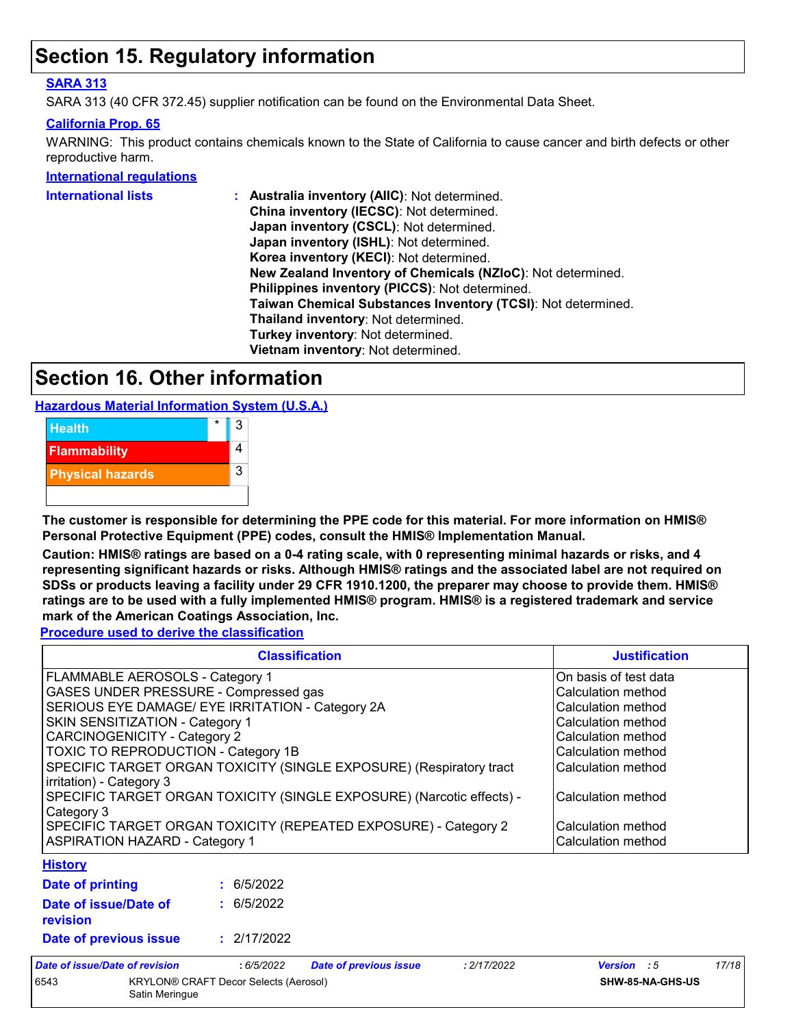# Section 15. Regulatory information

**SARA 313**

SARA 313 (40 CFR 372.45) supplier notification can be found on the Environmental Data Sheet.

**California Prop. 65**

WARNING: This product contains chemicals known to the State of California to cause cancer and birth defects or other reproductive harm.

**International regulations**

**International lists** :
- **Australia inventory (AIIC)**: Not determined.
- **China inventory (IECSC)**: Not determined.
- **Japan inventory (CSCL)**: Not determined.
- **Japan inventory (ISHL)**: Not determined.
- **Korea inventory (KECI)**: Not determined.
- **New Zealand Inventory of Chemicals (NZIoC)**: Not determined.
- **Philippines inventory (PICCS)**: Not determined.
- **Taiwan Chemical Substances Inventory (TCSI)**: Not determined.
- **Thailand inventory**: Not determined.
- **Turkey inventory**: Not determined.
- **Vietnam inventory**: Not determined.

# Section 16. Other information

**Hazardous Material Information System (U.S.A.)**

| | |
|---|---|
| Health * | 3 |
| Flammability | 4 |
| Physical hazards | 3 |
| | |

**The customer is responsible for determining the PPE code for this material. For more information on HMIS® Personal Protective Equipment (PPE) codes, consult the HMIS® Implementation Manual.**

**Caution: HMIS® ratings are based on a 0-4 rating scale, with 0 representing minimal hazards or risks, and 4 representing significant hazards or risks. Although HMIS® ratings and the associated label are not required on SDSs or products leaving a facility under 29 CFR 1910.1200, the preparer may choose to provide them. HMIS® ratings are to be used with a fully implemented HMIS® program. HMIS® is a registered trademark and service mark of the American Coatings Association, Inc.**

**Procedure used to derive the classification**

| Classification | Justification |
|---|---|
| FLAMMABLE AEROSOLS - Category 1 | On basis of test data |
| GASES UNDER PRESSURE - Compressed gas | Calculation method |
| SERIOUS EYE DAMAGE/ EYE IRRITATION - Category 2A | Calculation method |
| SKIN SENSITIZATION - Category 1 | Calculation method |
| CARCINOGENICITY - Category 2 | Calculation method |
| TOXIC TO REPRODUCTION - Category 1B | Calculation method |
| SPECIFIC TARGET ORGAN TOXICITY (SINGLE EXPOSURE) (Respiratory tract irritation) - Category 3 | Calculation method |
| SPECIFIC TARGET ORGAN TOXICITY (SINGLE EXPOSURE) (Narcotic effects) - Category 3 | Calculation method |
| SPECIFIC TARGET ORGAN TOXICITY (REPEATED EXPOSURE) - Category 2 | Calculation method |
| ASPIRATION HAZARD - Category 1 | Calculation method |

**History**

**Date of printing** : 6/5/2022

**Date of issue/Date of revision** : 6/5/2022

**Date of previous issue** : 2/17/2022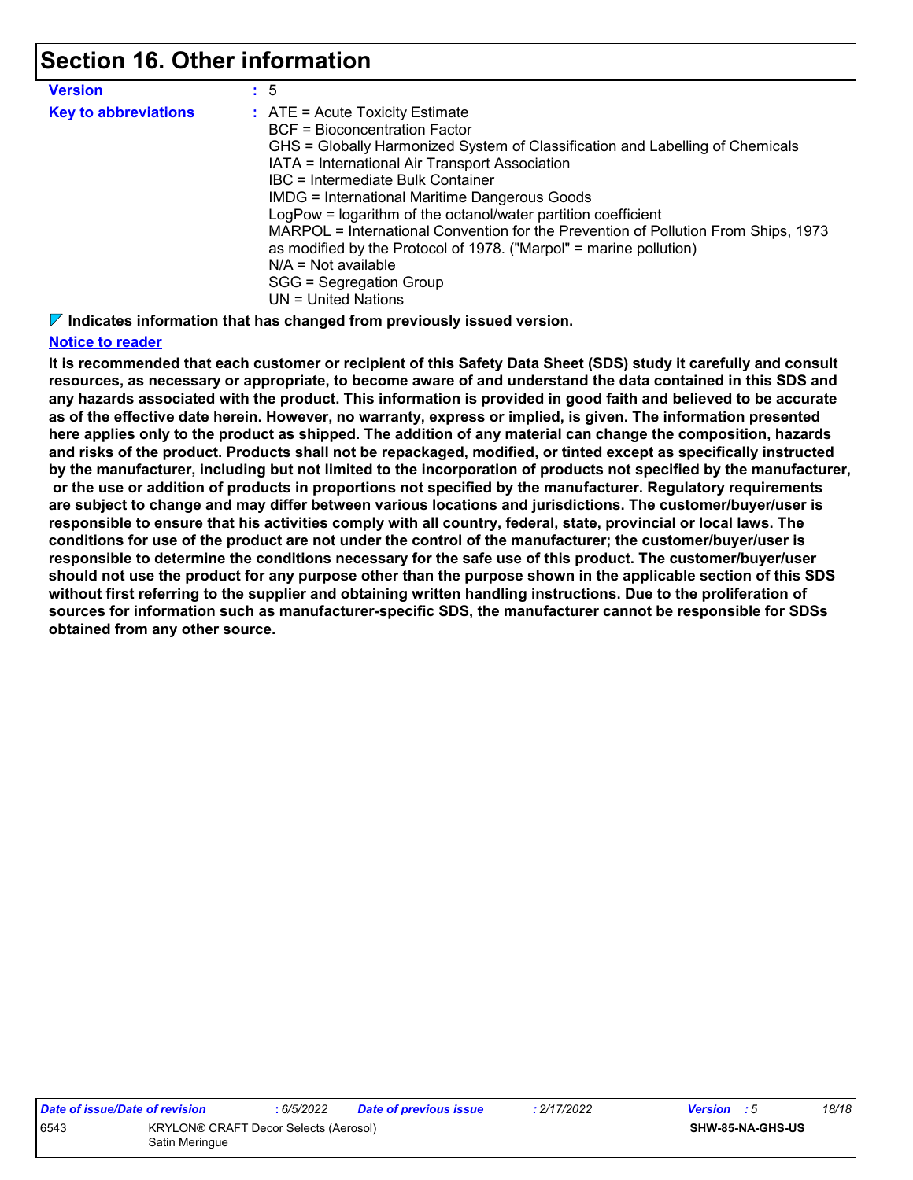# Section 16. Other information

| | |
|---|---|
| **Version** | : 5 |
| **Key to abbreviations** | : ATE = Acute Toxicity Estimate<br>BCF = Bioconcentration Factor<br>GHS = Globally Harmonized System of Classification and Labelling of Chemicals<br>IATA = International Air Transport Association<br>IBC = Intermediate Bulk Container<br>IMDG = International Maritime Dangerous Goods<br>LogPow = logarithm of the octanol/water partition coefficient<br>MARPOL = International Convention for the Prevention of Pollution From Ships, 1973 as modified by the Protocol of 1978. ("Marpol" = marine pollution)<br>N/A = Not available<br>SGG = Segregation Group<br>UN = United Nations |

**Indicates information that has changed from previously issued version.**

**Notice to reader**

**It is recommended that each customer or recipient of this Safety Data Sheet (SDS) study it carefully and consult resources, as necessary or appropriate, to become aware of and understand the data contained in this SDS and any hazards associated with the product. This information is provided in good faith and believed to be accurate as of the effective date herein. However, no warranty, express or implied, is given. The information presented here applies only to the product as shipped. The addition of any material can change the composition, hazards and risks of the product. Products shall not be repackaged, modified, or tinted except as specifically instructed by the manufacturer, including but not limited to the incorporation of products not specified by the manufacturer, or the use or addition of products in proportions not specified by the manufacturer. Regulatory requirements are subject to change and may differ between various locations and jurisdictions. The customer/buyer/user is responsible to ensure that his activities comply with all country, federal, state, provincial or local laws. The conditions for use of the product are not under the control of the manufacturer; the customer/buyer/user is responsible to determine the conditions necessary for the safe use of this product. The customer/buyer/user should not use the product for any purpose other than the purpose shown in the applicable section of this SDS without first referring to the supplier and obtaining written handling instructions. Due to the proliferation of sources for information such as manufacturer-specific SDS, the manufacturer cannot be responsible for SDSs obtained from any other source.**